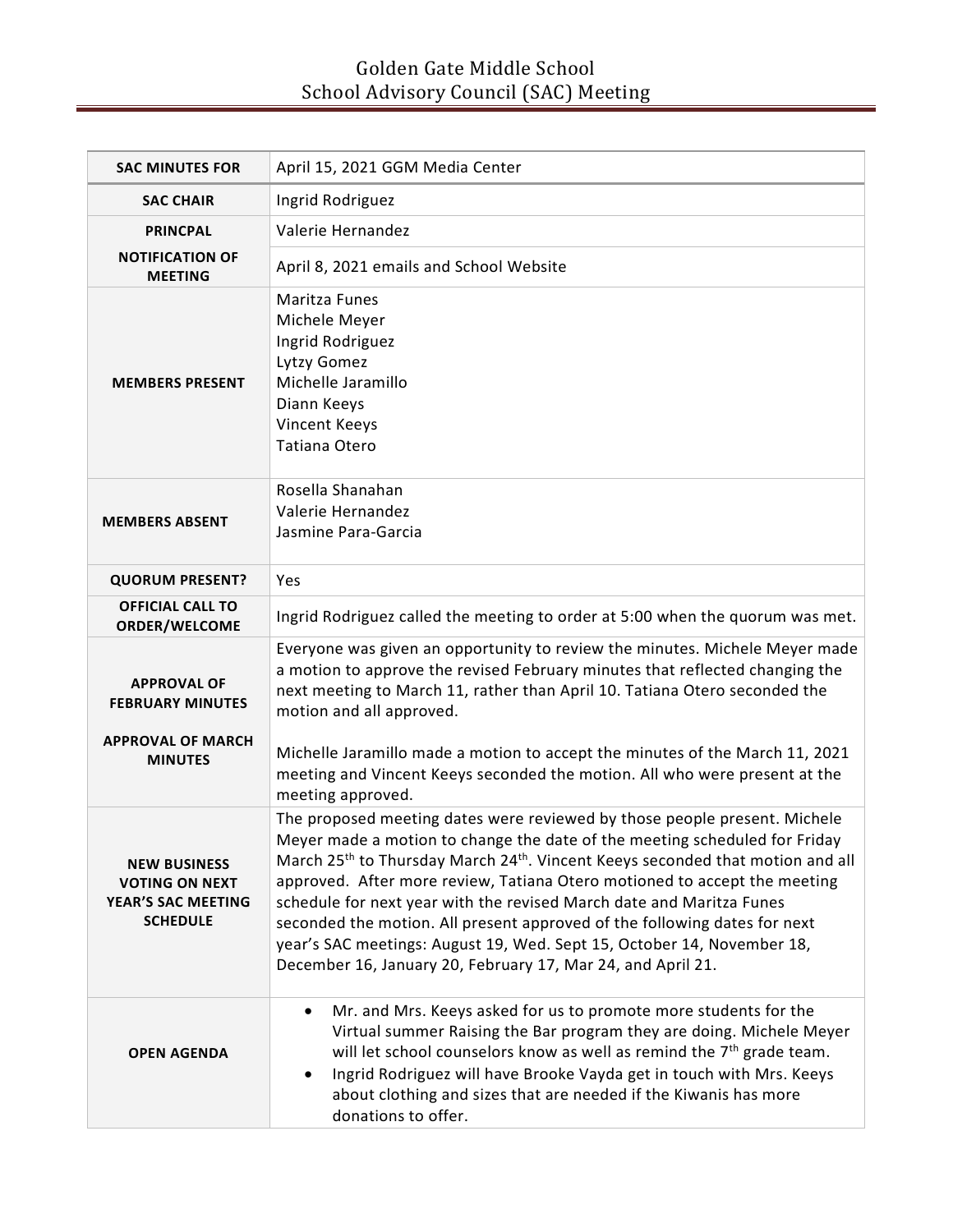# Golden Gate Middle School
## School Advisory Council (SAC) Meeting

| | |
|---|---|
| **SAC MINUTES FOR** | April 15, 2021 GGM Media Center |
| **SAC CHAIR** | Ingrid Rodriguez |
| **PRINCPAL** | Valerie Hernandez |
| **NOTIFICATION OF MEETING** | April 8, 2021 emails and School Website |
| **MEMBERS PRESENT** | Maritza Funes<br>Michele Meyer<br>Ingrid Rodriguez<br>Lytzy Gomez<br>Michelle Jaramillo<br>Diann Keeys<br>Vincent Keeys<br>Tatiana Otero |
| **MEMBERS ABSENT** | Rosella Shanahan<br>Valerie Hernandez<br>Jasmine Para-Garcia |
| **QUORUM PRESENT?** | Yes |
| **OFFICIAL CALL TO ORDER/WELCOME** | Ingrid Rodriguez called the meeting to order at 5:00 when the quorum was met. |
| **APPROVAL OF FEBRUARY MINUTES**<br><br>**APPROVAL OF MARCH MINUTES** | Everyone was given an opportunity to review the minutes. Michele Meyer made a motion to approve the revised February minutes that reflected changing the next meeting to March 11, rather than April 10. Tatiana Otero seconded the motion and all approved.<br><br>Michelle Jaramillo made a motion to accept the minutes of the March 11, 2021 meeting and Vincent Keeys seconded the motion. All who were present at the meeting approved. |
| **NEW BUSINESS VOTING ON NEXT YEAR'S SAC MEETING SCHEDULE** | The proposed meeting dates were reviewed by those people present. Michele Meyer made a motion to change the date of the meeting scheduled for Friday March 25th to Thursday March 24th. Vincent Keeys seconded that motion and all approved. After more review, Tatiana Otero motioned to accept the meeting schedule for next year with the revised March date and Maritza Funes seconded the motion. All present approved of the following dates for next year's SAC meetings: August 19, Wed. Sept 15, October 14, November 18, December 16, January 20, February 17, Mar 24, and April 21. |
| **OPEN AGENDA** | • Mr. and Mrs. Keeys asked for us to promote more students for the Virtual summer Raising the Bar program they are doing. Michele Meyer will let school counselors know as well as remind the 7th grade team.<br>• Ingrid Rodriguez will have Brooke Vayda get in touch with Mrs. Keeys about clothing and sizes that are needed if the Kiwanis has more donations to offer. |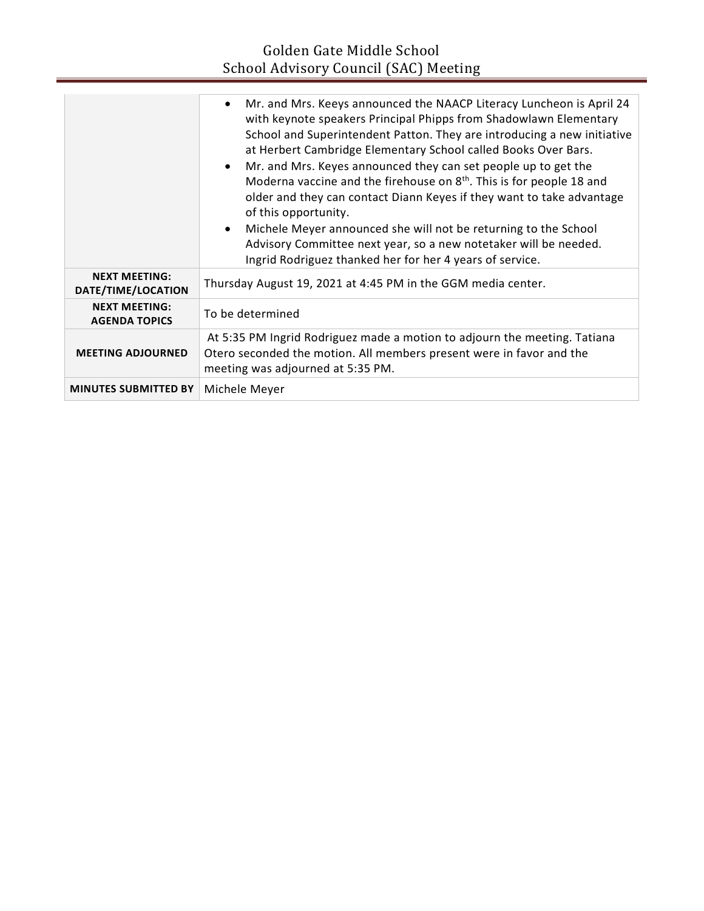| | |
|---|---|
| | • Mr. and Mrs. Keeys announced the NAACP Literacy Luncheon is April 24 with keynote speakers Principal Phipps from Shadowlawn Elementary School and Superintendent Patton. They are introducing a new initiative at Herbert Cambridge Elementary School called Books Over Bars.<br>• Mr. and Mrs. Keyes announced they can set people up to get the Moderna vaccine and the firehouse on 8th. This is for people 18 and older and they can contact Diann Keyes if they want to take advantage of this opportunity.<br>• Michele Meyer announced she will not be returning to the School Advisory Committee next year, so a new notetaker will be needed. Ingrid Rodriguez thanked her for her 4 years of service. |
| **NEXT MEETING: DATE/TIME/LOCATION** | Thursday August 19, 2021 at 4:45 PM in the GGM media center. |
| **NEXT MEETING: AGENDA TOPICS** | To be determined |
| **MEETING ADJOURNED** | At 5:35 PM Ingrid Rodriguez made a motion to adjourn the meeting. Tatiana Otero seconded the motion. All members present were in favor and the meeting was adjourned at 5:35 PM. |
| **MINUTES SUBMITTED BY** | Michele Meyer |